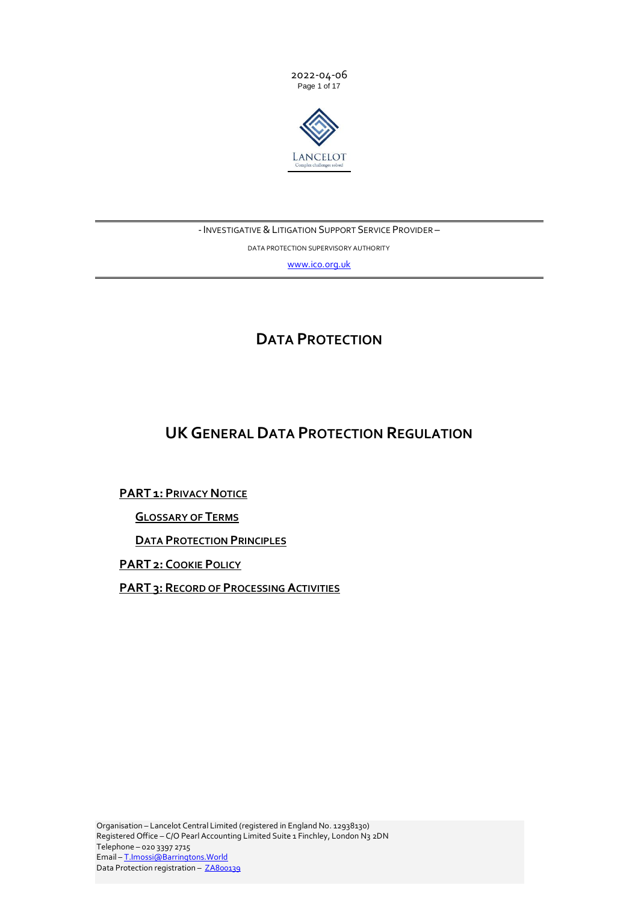2022-04-06

LANCELOT
Complex challenges solved

- INVESTIGATIVE & LITIGATION SUPPORT SERVICE PROVIDER –

DATA PROTECTION SUPERVISORY AUTHORITY

www.ico.org.uk

# DATA PROTECTION

# UK GENERAL DATA PROTECTION REGULATION

**PART 1: PRIVACY NOTICE**

- **GLOSSARY OF TERMS**
- **DATA PROTECTION PRINCIPLES**

**PART 2: COOKIE POLICY**

**PART 3: RECORD OF PROCESSING ACTIVITIES**

Organisation – Lancelot Central Limited (registered in England No. 12938130)
Registered Office – C/O Pearl Accounting Limited Suite 1 Finchley, London N3 2DN
Telephone – 020 3397 2715
Email – T.Imossi@Barringtons.World
Data Protection registration – ZA800139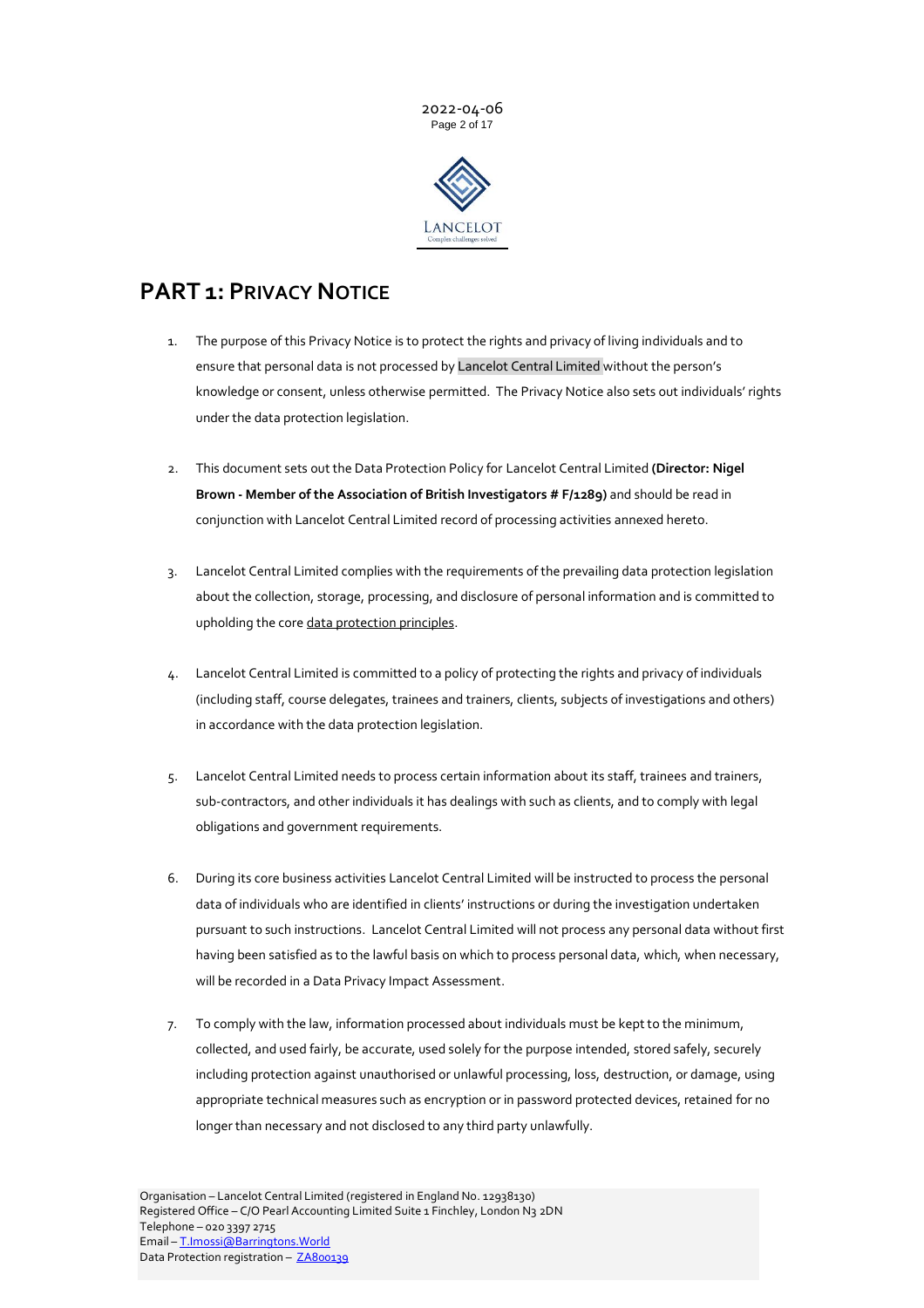# PART 1: PRIVACY NOTICE

1. The purpose of this Privacy Notice is to protect the rights and privacy of living individuals and to ensure that personal data is not processed by Lancelot Central Limited without the person's knowledge or consent, unless otherwise permitted. The Privacy Notice also sets out individuals' rights under the data protection legislation.

2. This document sets out the Data Protection Policy for Lancelot Central Limited **(Director: Nigel Brown - Member of the Association of British Investigators # F/1289)** and should be read in conjunction with Lancelot Central Limited record of processing activities annexed hereto.

3. Lancelot Central Limited complies with the requirements of the prevailing data protection legislation about the collection, storage, processing, and disclosure of personal information and is committed to upholding the core data protection principles.

4. Lancelot Central Limited is committed to a policy of protecting the rights and privacy of individuals (including staff, course delegates, trainees and trainers, clients, subjects of investigations and others) in accordance with the data protection legislation.

5. Lancelot Central Limited needs to process certain information about its staff, trainees and trainers, sub-contractors, and other individuals it has dealings with such as clients, and to comply with legal obligations and government requirements.

6. During its core business activities Lancelot Central Limited will be instructed to process the personal data of individuals who are identified in clients' instructions or during the investigation undertaken pursuant to such instructions. Lancelot Central Limited will not process any personal data without first having been satisfied as to the lawful basis on which to process personal data, which, when necessary, will be recorded in a Data Privacy Impact Assessment.

7. To comply with the law, information processed about individuals must be kept to the minimum, collected, and used fairly, be accurate, used solely for the purpose intended, stored safely, securely including protection against unauthorised or unlawful processing, loss, destruction, or damage, using appropriate technical measures such as encryption or in password protected devices, retained for no longer than necessary and not disclosed to any third party unlawfully.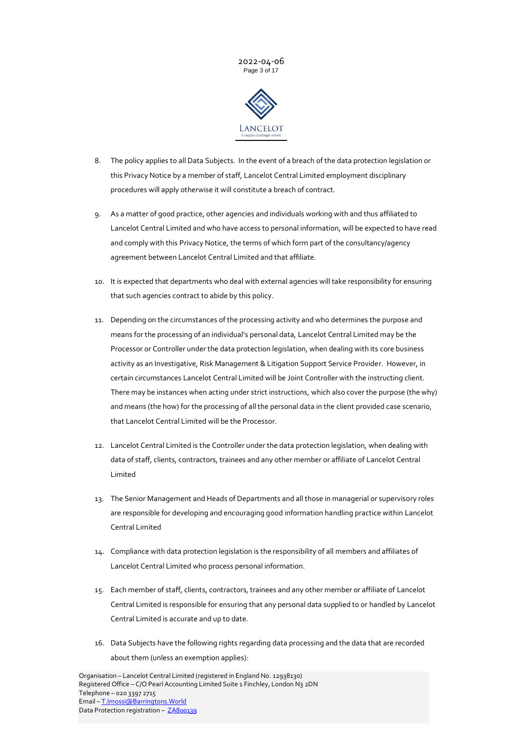8. The policy applies to all Data Subjects. In the event of a breach of the data protection legislation or this Privacy Notice by a member of staff, Lancelot Central Limited employment disciplinary procedures will apply otherwise it will constitute a breach of contract.

9. As a matter of good practice, other agencies and individuals working with and thus affiliated to Lancelot Central Limited and who have access to personal information, will be expected to have read and comply with this Privacy Notice, the terms of which form part of the consultancy/agency agreement between Lancelot Central Limited and that affiliate.

10. It is expected that departments who deal with external agencies will take responsibility for ensuring that such agencies contract to abide by this policy.

11. Depending on the circumstances of the processing activity and who determines the purpose and means for the processing of an individual's personal data, Lancelot Central Limited may be the Processor or Controller under the data protection legislation, when dealing with its core business activity as an Investigative, Risk Management & Litigation Support Service Provider. However, in certain circumstances Lancelot Central Limited will be Joint Controller with the instructing client. There may be instances when acting under strict instructions, which also cover the purpose (the why) and means (the how) for the processing of all the personal data in the client provided case scenario, that Lancelot Central Limited will be the Processor.

12. Lancelot Central Limited is the Controller under the data protection legislation, when dealing with data of staff, clients, contractors, trainees and any other member or affiliate of Lancelot Central Limited

13. The Senior Management and Heads of Departments and all those in managerial or supervisory roles are responsible for developing and encouraging good information handling practice within Lancelot Central Limited

14. Compliance with data protection legislation is the responsibility of all members and affiliates of Lancelot Central Limited who process personal information.

15. Each member of staff, clients, contractors, trainees and any other member or affiliate of Lancelot Central Limited is responsible for ensuring that any personal data supplied to or handled by Lancelot Central Limited is accurate and up to date.

16. Data Subjects have the following rights regarding data processing and the data that are recorded about them (unless an exemption applies):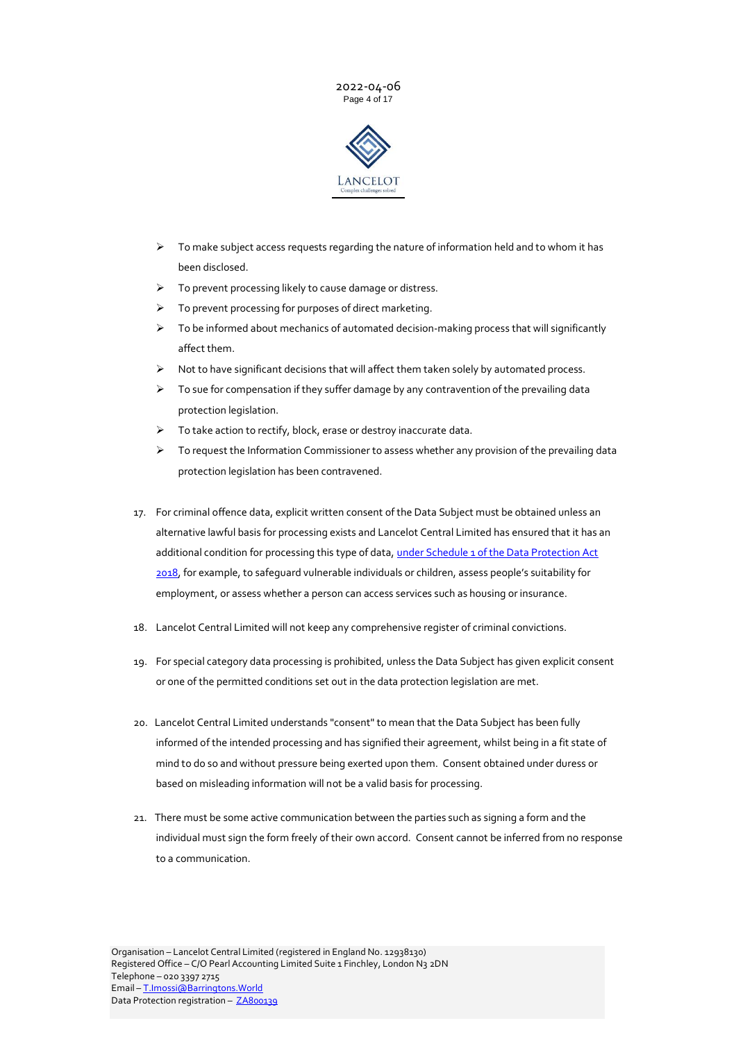- To make subject access requests regarding the nature of information held and to whom it has been disclosed.
- To prevent processing likely to cause damage or distress.
- To prevent processing for purposes of direct marketing.
- To be informed about mechanics of automated decision-making process that will significantly affect them.
- Not to have significant decisions that will affect them taken solely by automated process.
- To sue for compensation if they suffer damage by any contravention of the prevailing data protection legislation.
- To take action to rectify, block, erase or destroy inaccurate data.
- To request the Information Commissioner to assess whether any provision of the prevailing data protection legislation has been contravened.

17. For criminal offence data, explicit written consent of the Data Subject must be obtained unless an alternative lawful basis for processing exists and Lancelot Central Limited has ensured that it has an additional condition for processing this type of data, under Schedule 1 of the Data Protection Act 2018, for example, to safeguard vulnerable individuals or children, assess people's suitability for employment, or assess whether a person can access services such as housing or insurance.

18. Lancelot Central Limited will not keep any comprehensive register of criminal convictions.

19. For special category data processing is prohibited, unless the Data Subject has given explicit consent or one of the permitted conditions set out in the data protection legislation are met.

20. Lancelot Central Limited understands "consent" to mean that the Data Subject has been fully informed of the intended processing and has signified their agreement, whilst being in a fit state of mind to do so and without pressure being exerted upon them. Consent obtained under duress or based on misleading information will not be a valid basis for processing.

21. There must be some active communication between the parties such as signing a form and the individual must sign the form freely of their own accord. Consent cannot be inferred from no response to a communication.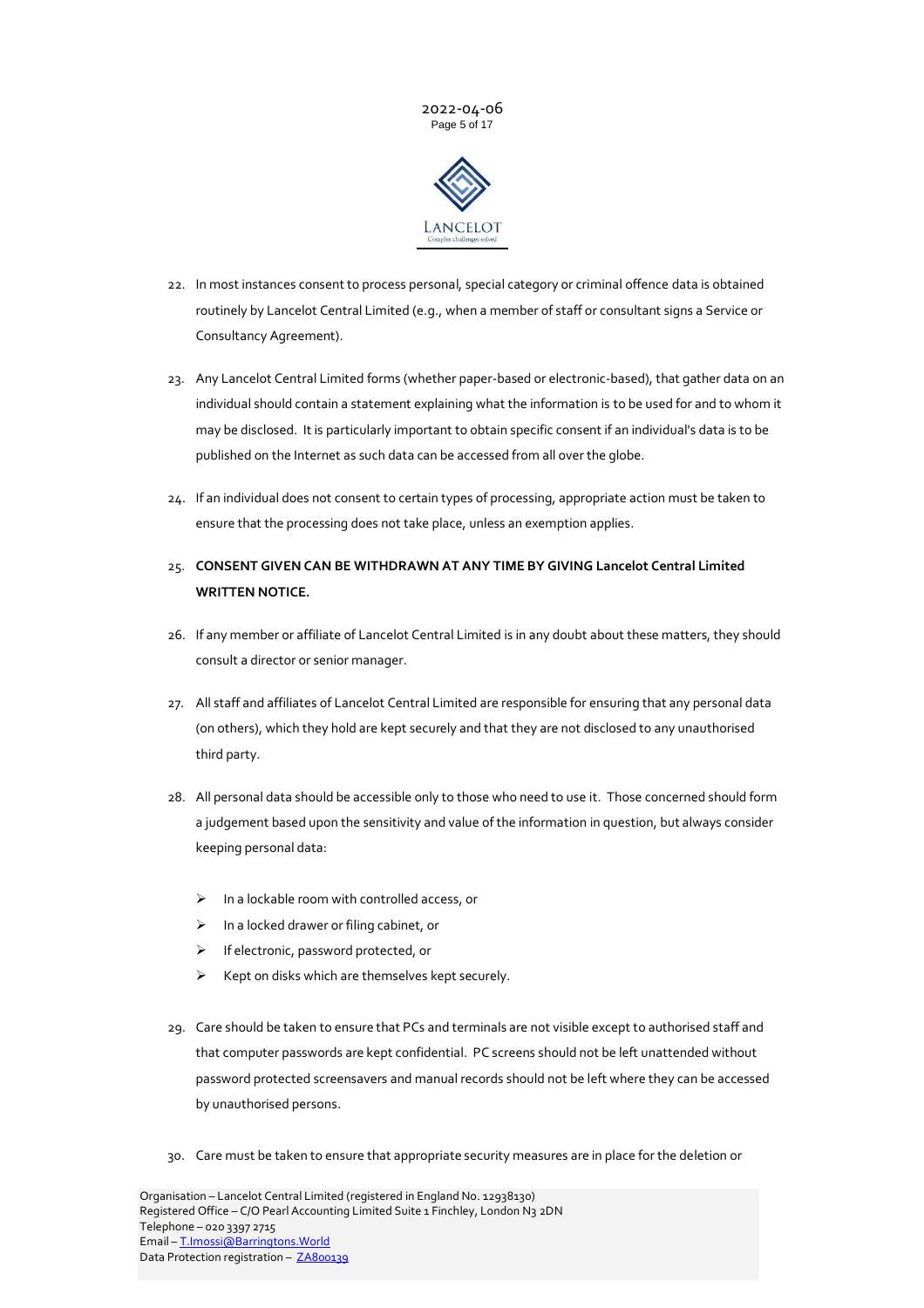22. In most instances consent to process personal, special category or criminal offence data is obtained routinely by Lancelot Central Limited (e.g., when a member of staff or consultant signs a Service or Consultancy Agreement).

23. Any Lancelot Central Limited forms (whether paper-based or electronic-based), that gather data on an individual should contain a statement explaining what the information is to be used for and to whom it may be disclosed. It is particularly important to obtain specific consent if an individual's data is to be published on the Internet as such data can be accessed from all over the globe.

24. If an individual does not consent to certain types of processing, appropriate action must be taken to ensure that the processing does not take place, unless an exemption applies.

25. **CONSENT GIVEN CAN BE WITHDRAWN AT ANY TIME BY GIVING Lancelot Central Limited WRITTEN NOTICE.**

26. If any member or affiliate of Lancelot Central Limited is in any doubt about these matters, they should consult a director or senior manager.

27. All staff and affiliates of Lancelot Central Limited are responsible for ensuring that any personal data (on others), which they hold are kept securely and that they are not disclosed to any unauthorised third party.

28. All personal data should be accessible only to those who need to use it. Those concerned should form a judgement based upon the sensitivity and value of the information in question, but always consider keeping personal data:

    - In a lockable room with controlled access, or
    - In a locked drawer or filing cabinet, or
    - If electronic, password protected, or
    - Kept on disks which are themselves kept securely.

29. Care should be taken to ensure that PCs and terminals are not visible except to authorised staff and that computer passwords are kept confidential. PC screens should not be left unattended without password protected screensavers and manual records should not be left where they can be accessed by unauthorised persons.

30. Care must be taken to ensure that appropriate security measures are in place for the deletion or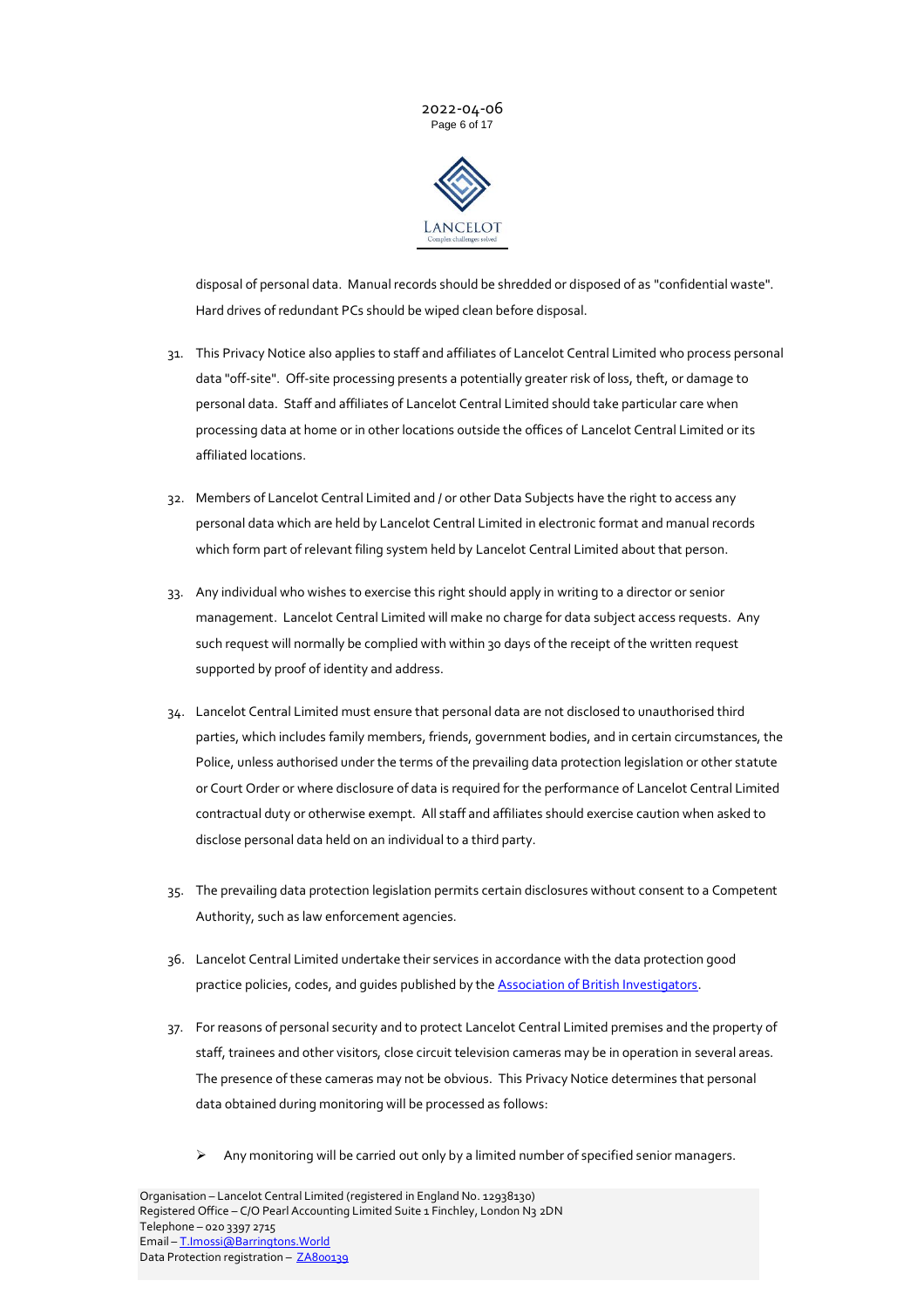disposal of personal data. Manual records should be shredded or disposed of as "confidential waste". Hard drives of redundant PCs should be wiped clean before disposal.

31. This Privacy Notice also applies to staff and affiliates of Lancelot Central Limited who process personal data "off-site". Off-site processing presents a potentially greater risk of loss, theft, or damage to personal data. Staff and affiliates of Lancelot Central Limited should take particular care when processing data at home or in other locations outside the offices of Lancelot Central Limited or its affiliated locations.

32. Members of Lancelot Central Limited and / or other Data Subjects have the right to access any personal data which are held by Lancelot Central Limited in electronic format and manual records which form part of relevant filing system held by Lancelot Central Limited about that person.

33. Any individual who wishes to exercise this right should apply in writing to a director or senior management. Lancelot Central Limited will make no charge for data subject access requests. Any such request will normally be complied with within 30 days of the receipt of the written request supported by proof of identity and address.

34. Lancelot Central Limited must ensure that personal data are not disclosed to unauthorised third parties, which includes family members, friends, government bodies, and in certain circumstances, the Police, unless authorised under the terms of the prevailing data protection legislation or other statute or Court Order or where disclosure of data is required for the performance of Lancelot Central Limited contractual duty or otherwise exempt. All staff and affiliates should exercise caution when asked to disclose personal data held on an individual to a third party.

35. The prevailing data protection legislation permits certain disclosures without consent to a Competent Authority, such as law enforcement agencies.

36. Lancelot Central Limited undertake their services in accordance with the data protection good practice policies, codes, and guides published by the Association of British Investigators.

37. For reasons of personal security and to protect Lancelot Central Limited premises and the property of staff, trainees and other visitors, close circuit television cameras may be in operation in several areas. The presence of these cameras may not be obvious. This Privacy Notice determines that personal data obtained during monitoring will be processed as follows:

    - Any monitoring will be carried out only by a limited number of specified senior managers.

Organisation – Lancelot Central Limited (registered in England No. 12938130)
Registered Office – C/O Pearl Accounting Limited Suite 1 Finchley, London N3 2DN
Telephone – 020 3397 2715
Email – T.Imossi@Barringtons.World
Data Protection registration – ZA800139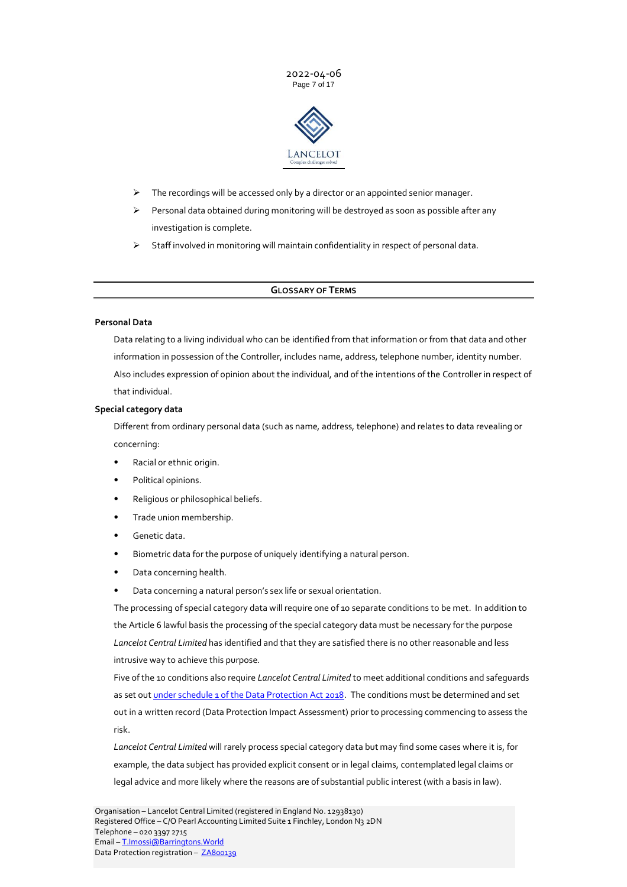- The recordings will be accessed only by a director or an appointed senior manager.
- Personal data obtained during monitoring will be destroyed as soon as possible after any investigation is complete.
- Staff involved in monitoring will maintain confidentiality in respect of personal data.

## GLOSSARY OF TERMS

**Personal Data**

Data relating to a living individual who can be identified from that information or from that data and other information in possession of the Controller, includes name, address, telephone number, identity number. Also includes expression of opinion about the individual, and of the intentions of the Controller in respect of that individual.

**Special category data**

Different from ordinary personal data (such as name, address, telephone) and relates to data revealing or concerning:

- Racial or ethnic origin.
- Political opinions.
- Religious or philosophical beliefs.
- Trade union membership.
- Genetic data.
- Biometric data for the purpose of uniquely identifying a natural person.
- Data concerning health.
- Data concerning a natural person's sex life or sexual orientation.

The processing of special category data will require one of 10 separate conditions to be met. In addition to the Article 6 lawful basis the processing of the special category data must be necessary for the purpose *Lancelot Central Limited* has identified and that they are satisfied there is no other reasonable and less intrusive way to achieve this purpose.

Five of the 10 conditions also require *Lancelot Central Limited* to meet additional conditions and safeguards as set out under schedule 1 of the Data Protection Act 2018. The conditions must be determined and set out in a written record (Data Protection Impact Assessment) prior to processing commencing to assess the risk.

*Lancelot Central Limited* will rarely process special category data but may find some cases where it is, for example, the data subject has provided explicit consent or in legal claims, contemplated legal claims or legal advice and more likely where the reasons are of substantial public interest (with a basis in law).

Organisation – Lancelot Central Limited (registered in England No. 12938130)
Registered Office – C/O Pearl Accounting Limited Suite 1 Finchley, London N3 2DN
Telephone – 020 3397 2715
Email – T.Imossi@Barringtons.World
Data Protection registration – ZA800139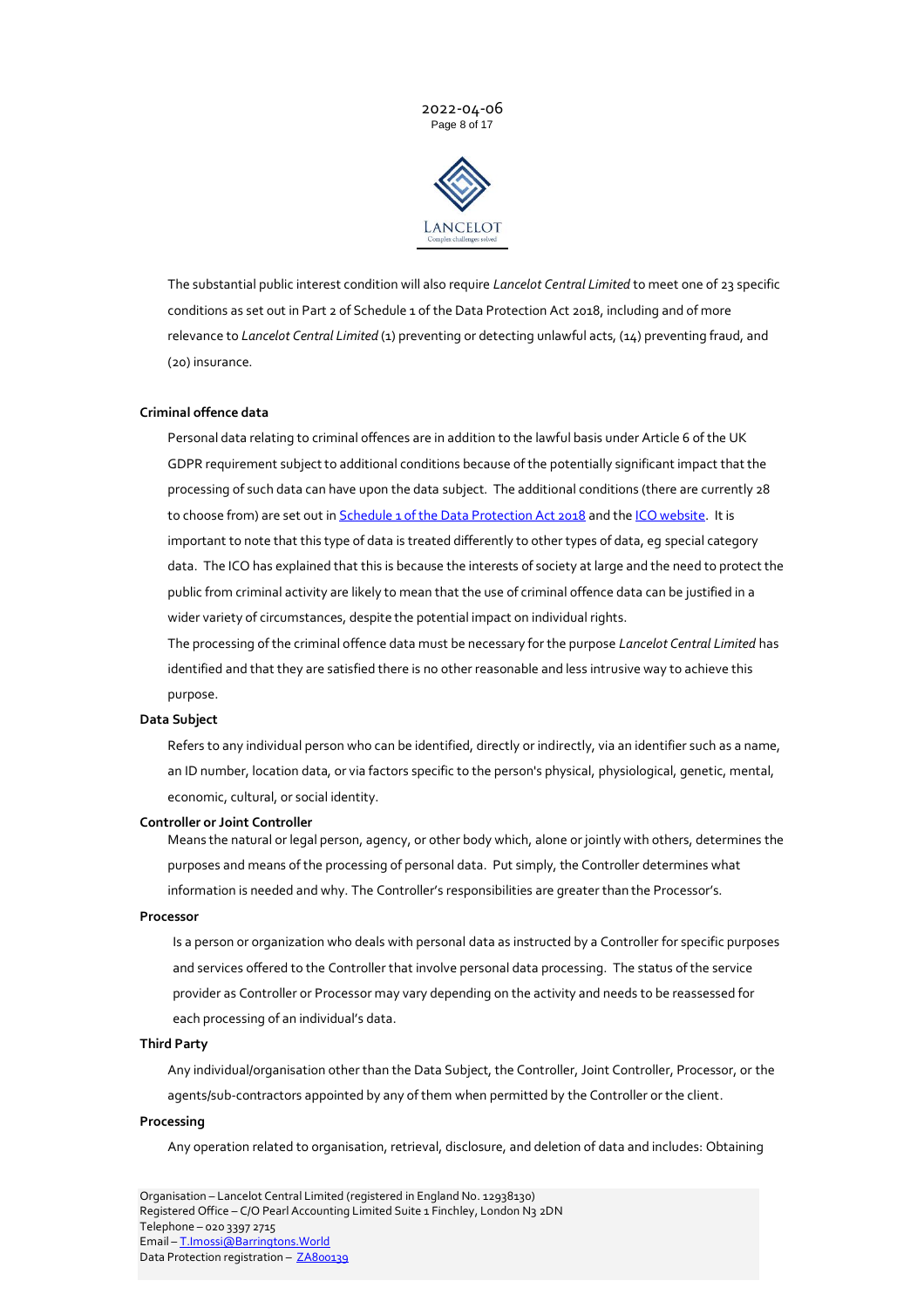The substantial public interest condition will also require *Lancelot Central Limited* to meet one of 23 specific conditions as set out in Part 2 of Schedule 1 of the Data Protection Act 2018, including and of more relevance to *Lancelot Central Limited* (1) preventing or detecting unlawful acts, (14) preventing fraud, and (20) insurance.

**Criminal offence data**

Personal data relating to criminal offences are in addition to the lawful basis under Article 6 of the UK GDPR requirement subject to additional conditions because of the potentially significant impact that the processing of such data can have upon the data subject. The additional conditions (there are currently 28 to choose from) are set out in [Schedule 1 of the Data Protection Act 2018]() and the [ICO website](). It is important to note that this type of data is treated differently to other types of data, eg special category data. The ICO has explained that this is because the interests of society at large and the need to protect the public from criminal activity are likely to mean that the use of criminal offence data can be justified in a wider variety of circumstances, despite the potential impact on individual rights.

The processing of the criminal offence data must be necessary for the purpose *Lancelot Central Limited* has identified and that they are satisfied there is no other reasonable and less intrusive way to achieve this purpose.

**Data Subject**

Refers to any individual person who can be identified, directly or indirectly, via an identifier such as a name, an ID number, location data, or via factors specific to the person's physical, physiological, genetic, mental, economic, cultural, or social identity.

**Controller or Joint Controller**

Means the natural or legal person, agency, or other body which, alone or jointly with others, determines the purposes and means of the processing of personal data. Put simply, the Controller determines what information is needed and why. The Controller's responsibilities are greater than the Processor's.

**Processor**

Is a person or organization who deals with personal data as instructed by a Controller for specific purposes and services offered to the Controller that involve personal data processing. The status of the service provider as Controller or Processor may vary depending on the activity and needs to be reassessed for each processing of an individual's data.

**Third Party**

Any individual/organisation other than the Data Subject, the Controller, Joint Controller, Processor, or the agents/sub-contractors appointed by any of them when permitted by the Controller or the client.

**Processing**

Any operation related to organisation, retrieval, disclosure, and deletion of data and includes: Obtaining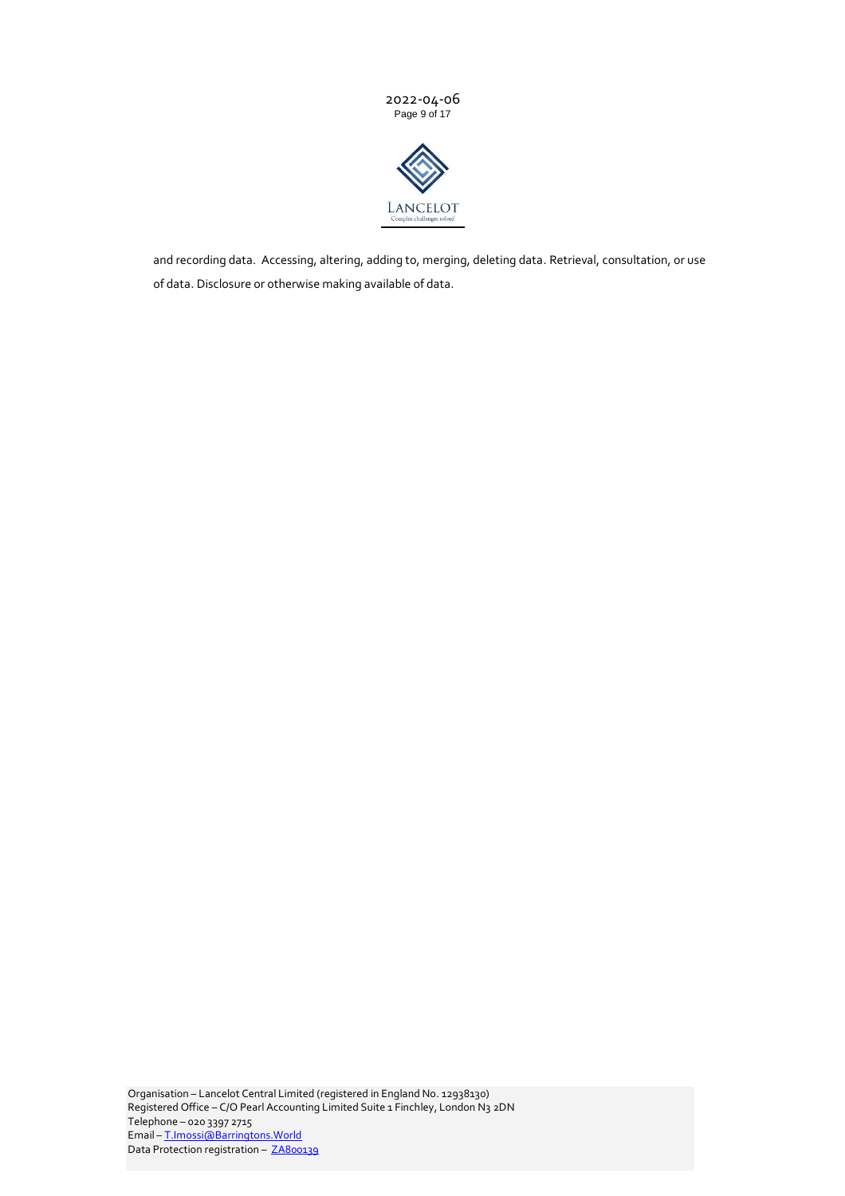and recording data.  Accessing, altering, adding to, merging, deleting data. Retrieval, consultation, or use of data. Disclosure or otherwise making available of data.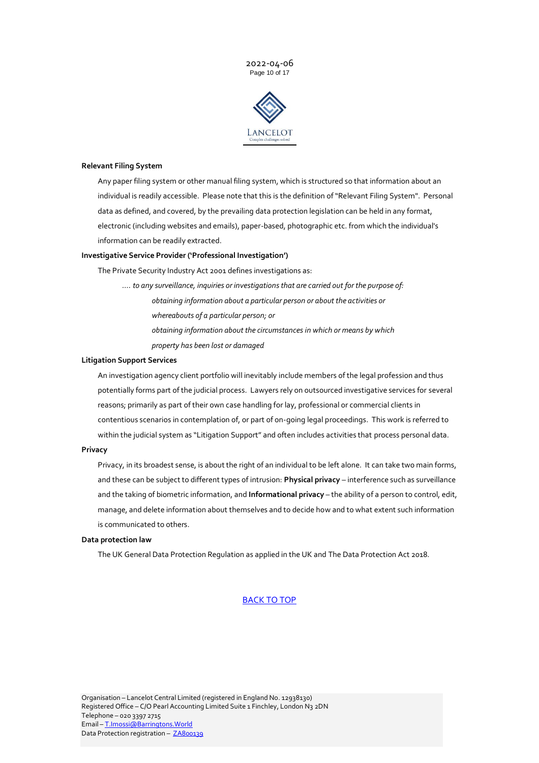**Relevant Filing System**

Any paper filing system or other manual filing system, which is structured so that information about an individual is readily accessible. Please note that this is the definition of "Relevant Filing System". Personal data as defined, and covered, by the prevailing data protection legislation can be held in any format, electronic (including websites and emails), paper-based, photographic etc. from which the individual's information can be readily extracted.

**Investigative Service Provider ('Professional Investigation')**

The Private Security Industry Act 2001 defines investigations as:

> *.... to any surveillance, inquiries or investigations that are carried out for the purpose of:*
>
> > *obtaining information about a particular person or about the activities or whereabouts of a particular person; or*
> >
> > *obtaining information about the circumstances in which or means by which property has been lost or damaged*

**Litigation Support Services**

An investigation agency client portfolio will inevitably include members of the legal profession and thus potentially forms part of the judicial process. Lawyers rely on outsourced investigative services for several reasons; primarily as part of their own case handling for lay, professional or commercial clients in contentious scenarios in contemplation of, or part of on-going legal proceedings. This work is referred to within the judicial system as "Litigation Support" and often includes activities that process personal data.

**Privacy**

Privacy, in its broadest sense, is about the right of an individual to be left alone. It can take two main forms, and these can be subject to different types of intrusion: **Physical privacy** – interference such as surveillance and the taking of biometric information, and **Informational privacy** – the ability of a person to control, edit, manage, and delete information about themselves and to decide how and to what extent such information is communicated to others.

**Data protection law**

The UK General Data Protection Regulation as applied in the UK and The Data Protection Act 2018.

[BACK TO TOP]

Organisation – Lancelot Central Limited (registered in England No. 12938130)
Registered Office – C/O Pearl Accounting Limited Suite 1 Finchley, London N3 2DN
Telephone – 020 3397 2715
Email – T.Imossi@Barringtons.World
Data Protection registration – ZA800139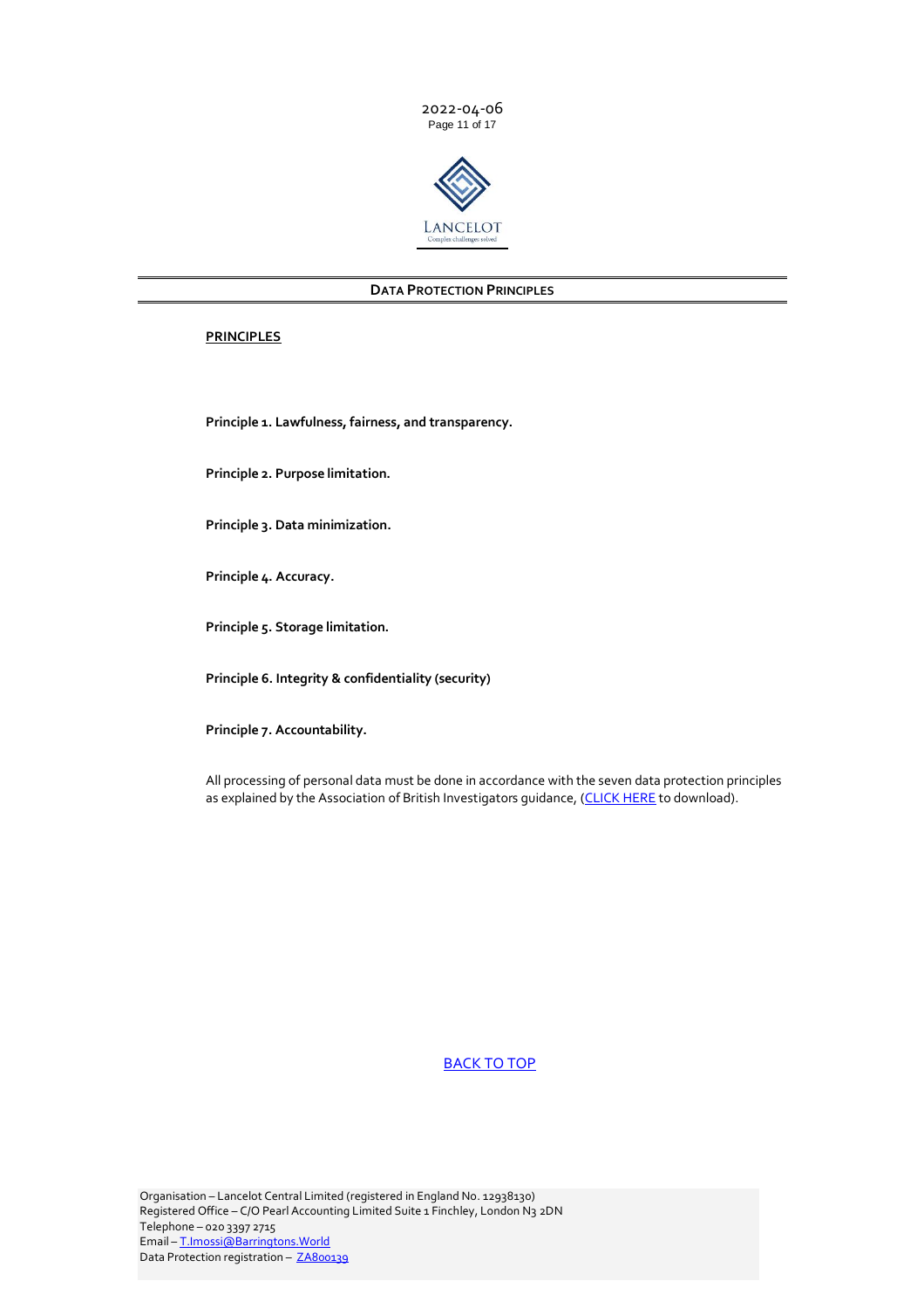## DATA PROTECTION PRINCIPLES

**PRINCIPLES**

**Principle 1. Lawfulness, fairness, and transparency.**

**Principle 2. Purpose limitation.**

**Principle 3. Data minimization.**

**Principle 4. Accuracy.**

**Principle 5. Storage limitation.**

**Principle 6. Integrity & confidentiality (security)**

**Principle 7. Accountability.**

All processing of personal data must be done in accordance with the seven data protection principles as explained by the Association of British Investigators guidance, (CLICK HERE to download).

BACK TO TOP

Organisation – Lancelot Central Limited (registered in England No. 12938130)
Registered Office – C/O Pearl Accounting Limited Suite 1 Finchley, London N3 2DN
Telephone – 020 3397 2715
Email – T.Imossi@Barringtons.World
Data Protection registration – ZA800139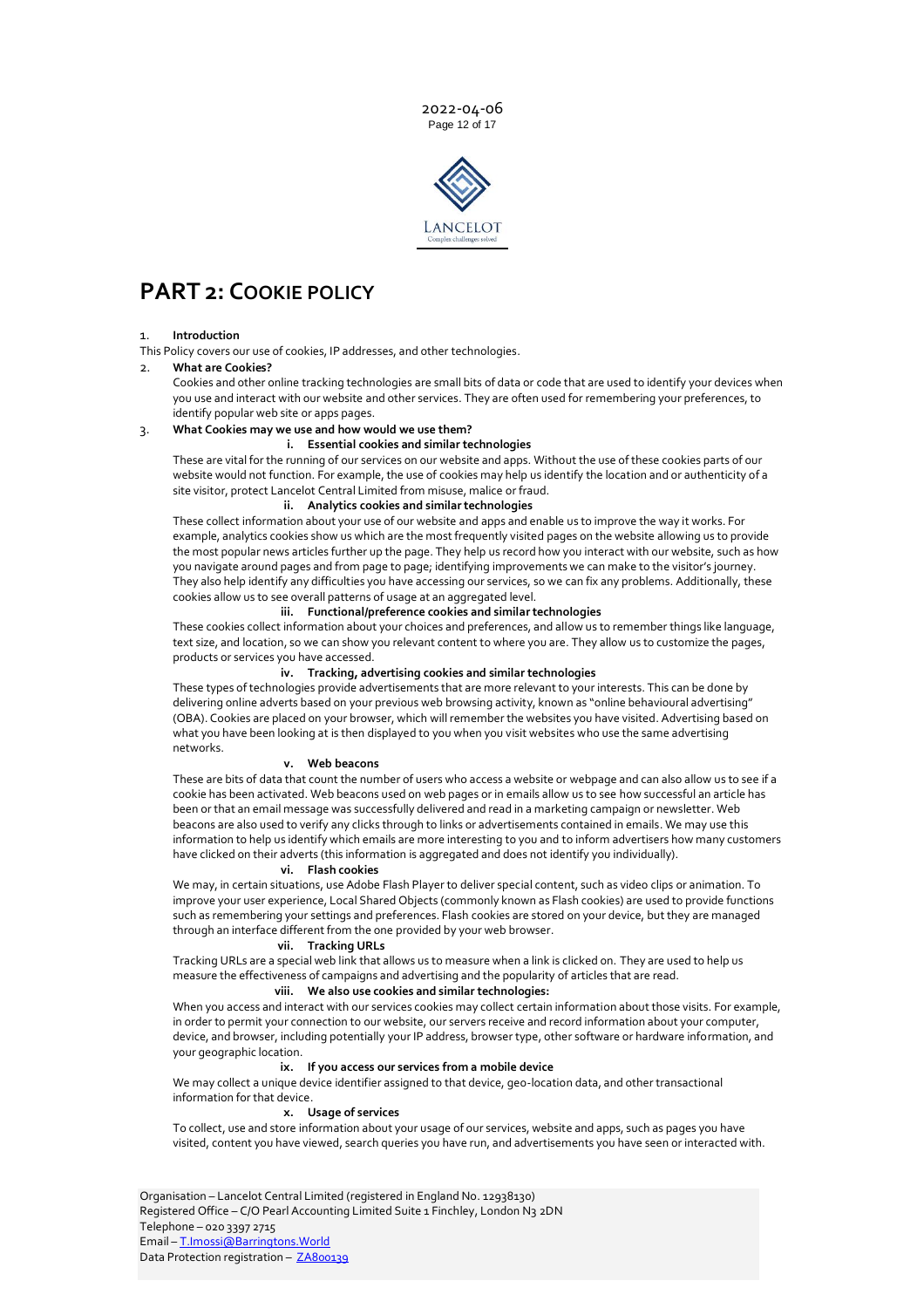# PART 2: COOKIE POLICY

1. **Introduction**

This Policy covers our use of cookies, IP addresses, and other technologies.

2. **What are Cookies?**

Cookies and other online tracking technologies are small bits of data or code that are used to identify your devices when you use and interact with our website and other services. They are often used for remembering your preferences, to identify popular web site or apps pages.

3. **What Cookies may we use and how would we use them?**

**i. Essential cookies and similar technologies**

These are vital for the running of our services on our website and apps. Without the use of these cookies parts of our website would not function. For example, the use of cookies may help us identify the location and or authenticity of a site visitor, protect Lancelot Central Limited from misuse, malice or fraud.

**ii. Analytics cookies and similar technologies**

These collect information about your use of our website and apps and enable us to improve the way it works. For example, analytics cookies show us which are the most frequently visited pages on the website allowing us to provide the most popular news articles further up the page. They help us record how you interact with our website, such as how you navigate around pages and from page to page; identifying improvements we can make to the visitor's journey. They also help identify any difficulties you have accessing our services, so we can fix any problems. Additionally, these cookies allow us to see overall patterns of usage at an aggregated level.

**iii. Functional/preference cookies and similar technologies**

These cookies collect information about your choices and preferences, and allow us to remember things like language, text size, and location, so we can show you relevant content to where you are. They allow us to customize the pages, products or services you have accessed.

**iv. Tracking, advertising cookies and similar technologies**

These types of technologies provide advertisements that are more relevant to your interests. This can be done by delivering online adverts based on your previous web browsing activity, known as "online behavioural advertising" (OBA). Cookies are placed on your browser, which will remember the websites you have visited. Advertising based on what you have been looking at is then displayed to you when you visit websites who use the same advertising networks.

**v. Web beacons**

These are bits of data that count the number of users who access a website or webpage and can also allow us to see if a cookie has been activated. Web beacons used on web pages or in emails allow us to see how successful an article has been or that an email message was successfully delivered and read in a marketing campaign or newsletter. Web beacons are also used to verify any clicks through to links or advertisements contained in emails. We may use this information to help us identify which emails are more interesting to you and to inform advertisers how many customers have clicked on their adverts (this information is aggregated and does not identify you individually).

**vi. Flash cookies**

We may, in certain situations, use Adobe Flash Player to deliver special content, such as video clips or animation. To improve your user experience, Local Shared Objects (commonly known as Flash cookies) are used to provide functions such as remembering your settings and preferences. Flash cookies are stored on your device, but they are managed through an interface different from the one provided by your web browser.

**vii. Tracking URLs**

Tracking URLs are a special web link that allows us to measure when a link is clicked on. They are used to help us measure the effectiveness of campaigns and advertising and the popularity of articles that are read.

**viii. We also use cookies and similar technologies:**

When you access and interact with our services cookies may collect certain information about those visits. For example, in order to permit your connection to our website, our servers receive and record information about your computer, device, and browser, including potentially your IP address, browser type, other software or hardware information, and your geographic location.

**ix. If you access our services from a mobile device**

We may collect a unique device identifier assigned to that device, geo-location data, and other transactional information for that device.

**x. Usage of services**

To collect, use and store information about your usage of our services, website and apps, such as pages you have visited, content you have viewed, search queries you have run, and advertisements you have seen or interacted with.

Organisation – Lancelot Central Limited (registered in England No. 12938130)
Registered Office – C/O Pearl Accounting Limited Suite 1 Finchley, London N3 2DN
Telephone – 020 3397 2715
Email – T.Imossi@Barringtons.World
Data Protection registration – ZA800139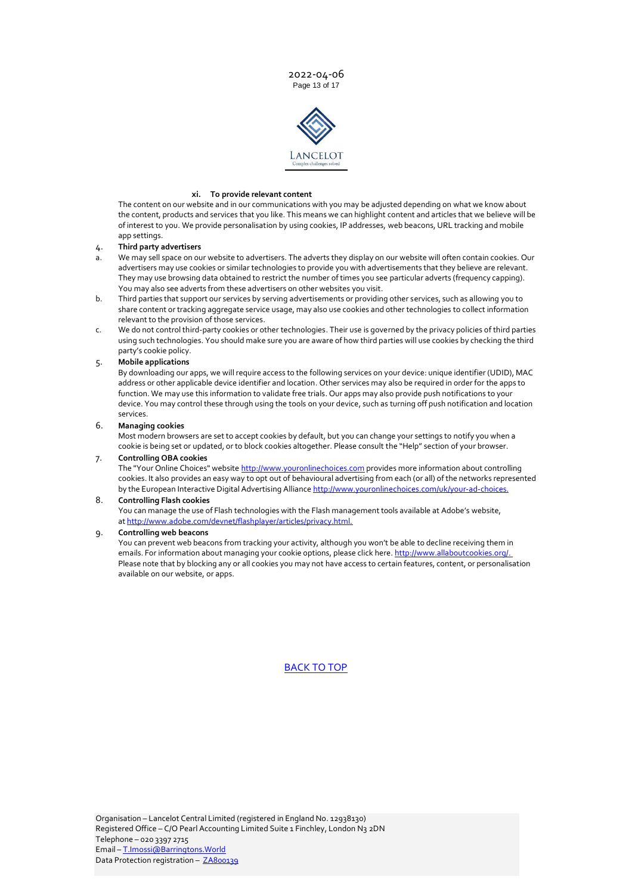**xi. To provide relevant content**

The content on our website and in our communications with you may be adjusted depending on what we know about the content, products and services that you like. This means we can highlight content and articles that we believe will be of interest to you. We provide personalisation by using cookies, IP addresses, web beacons, URL tracking and mobile app settings.

4. **Third party advertisers**

a. We may sell space on our website to advertisers. The adverts they display on our website will often contain cookies. Our advertisers may use cookies or similar technologies to provide you with advertisements that they believe are relevant. They may use browsing data obtained to restrict the number of times you see particular adverts (frequency capping). You may also see adverts from these advertisers on other websites you visit.

b. Third parties that support our services by serving advertisements or providing other services, such as allowing you to share content or tracking aggregate service usage, may also use cookies and other technologies to collect information relevant to the provision of those services.

c. We do not control third-party cookies or other technologies. Their use is governed by the privacy policies of third parties using such technologies. You should make sure you are aware of how third parties will use cookies by checking the third party's cookie policy.

5. **Mobile applications**

By downloading our apps, we will require access to the following services on your device: unique identifier (UDID), MAC address or other applicable device identifier and location. Other services may also be required in order for the apps to function. We may use this information to validate free trials. Our apps may also provide push notifications to your device. You may control these through using the tools on your device, such as turning off push notification and location services.

6. **Managing cookies**

Most modern browsers are set to accept cookies by default, but you can change your settings to notify you when a cookie is being set or updated, or to block cookies altogether. Please consult the "Help" section of your browser.

7. **Controlling OBA cookies**

The "Your Online Choices" website http://www.youronlinechoices.com provides more information about controlling cookies. It also provides an easy way to opt out of behavioural advertising from each (or all) of the networks represented by the European Interactive Digital Advertising Alliance http://www.youronlinechoices.com/uk/your-ad-choices.

8. **Controlling Flash cookies**

You can manage the use of Flash technologies with the Flash management tools available at Adobe's website, at http://www.adobe.com/devnet/flashplayer/articles/privacy.html.

9. **Controlling web beacons**

You can prevent web beacons from tracking your activity, although you won't be able to decline receiving them in emails. For information about managing your cookie options, please click here. http://www.allaboutcookies.org/.
Please note that by blocking any or all cookies you may not have access to certain features, content, or personalisation available on our website, or apps.

BACK TO TOP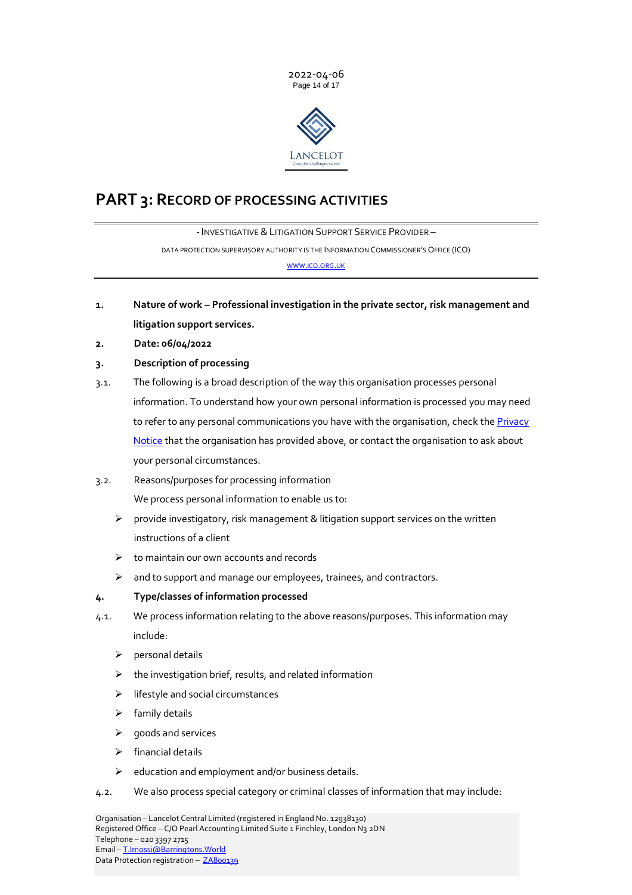# PART 3: RECORD OF PROCESSING ACTIVITIES

- INVESTIGATIVE & LITIGATION SUPPORT SERVICE PROVIDER –

DATA PROTECTION SUPERVISORY AUTHORITY IS THE INFORMATION COMMISSIONER'S OFFICE (ICO)

WWW.ICO.ORG.UK

**1. Nature of work – Professional investigation in the private sector, risk management and litigation support services.**

**2. Date: 06/04/2022**

**3. Description of processing**

3.1. The following is a broad description of the way this organisation processes personal information. To understand how your own personal information is processed you may need to refer to any personal communications you have with the organisation, check the Privacy Notice that the organisation has provided above, or contact the organisation to ask about your personal circumstances.

3.2. Reasons/purposes for processing information

We process personal information to enable us to:

- provide investigatory, risk management & litigation support services on the written instructions of a client
- to maintain our own accounts and records
- and to support and manage our employees, trainees, and contractors.

**4. Type/classes of information processed**

4.1. We process information relating to the above reasons/purposes. This information may include:

- personal details
- the investigation brief, results, and related information
- lifestyle and social circumstances
- family details
- goods and services
- financial details
- education and employment and/or business details.

4.2. We also process special category or criminal classes of information that may include:

Organisation – Lancelot Central Limited (registered in England No. 12938130)
Registered Office – C/O Pearl Accounting Limited Suite 1 Finchley, London N3 2DN
Telephone – 020 3397 2715
Email – T.Imossi@Barringtons.World
Data Protection registration – ZA800139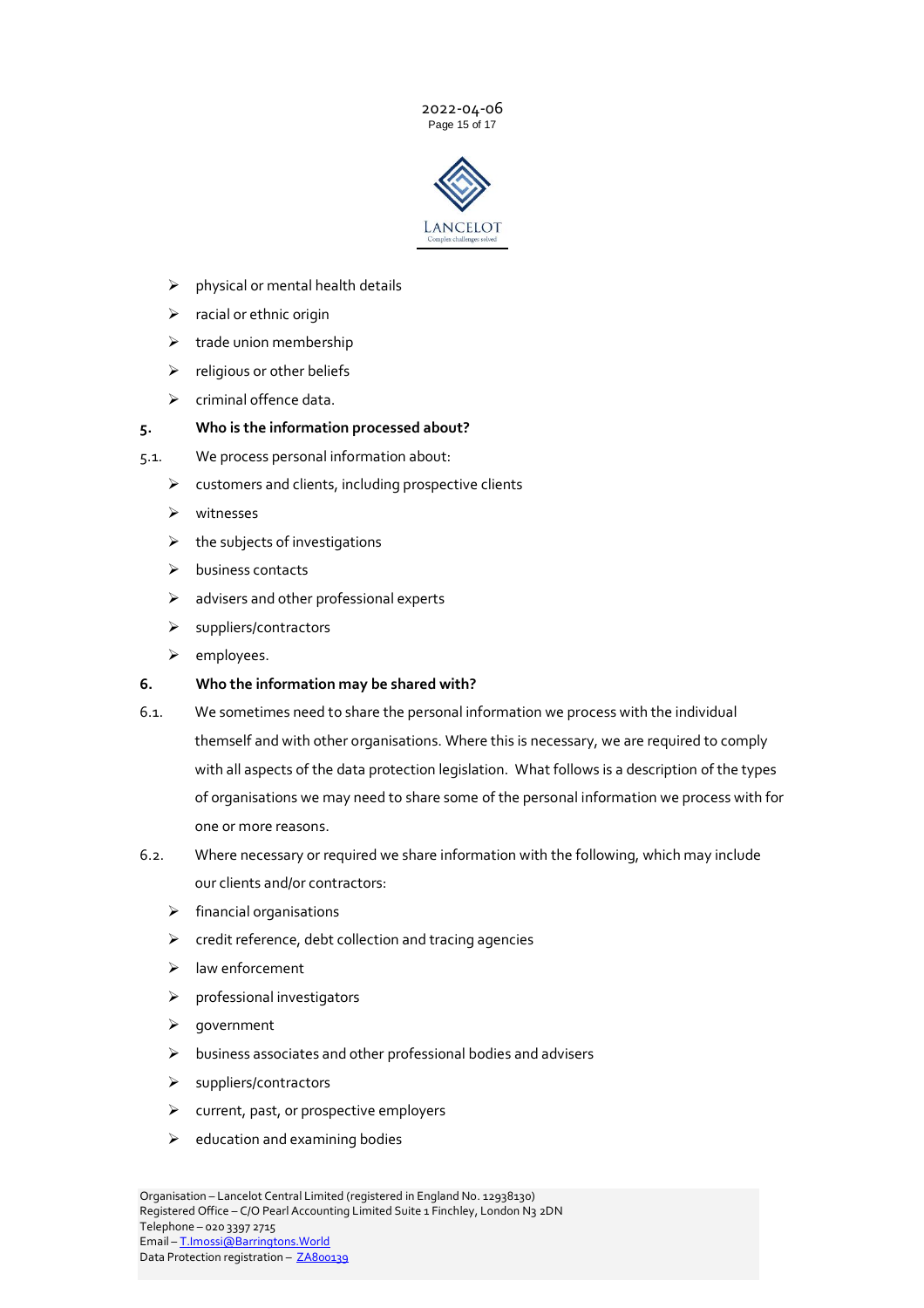- physical or mental health details
- racial or ethnic origin
- trade union membership
- religious or other beliefs
- criminal offence data.

## 5. Who is the information processed about?

5.1. We process personal information about:

- customers and clients, including prospective clients
- witnesses
- the subjects of investigations
- business contacts
- advisers and other professional experts
- suppliers/contractors
- employees.

## 6. Who the information may be shared with?

6.1. We sometimes need to share the personal information we process with the individual themself and with other organisations. Where this is necessary, we are required to comply with all aspects of the data protection legislation. What follows is a description of the types of organisations we may need to share some of the personal information we process with for one or more reasons.

6.2. Where necessary or required we share information with the following, which may include our clients and/or contractors:

- financial organisations
- credit reference, debt collection and tracing agencies
- law enforcement
- professional investigators
- government
- business associates and other professional bodies and advisers
- suppliers/contractors
- current, past, or prospective employers
- education and examining bodies

Organisation – Lancelot Central Limited (registered in England No. 12938130)
Registered Office – C/O Pearl Accounting Limited Suite 1 Finchley, London N3 2DN
Telephone – 020 3397 2715
Email – T.Imossi@Barringtons.World
Data Protection registration – ZA800139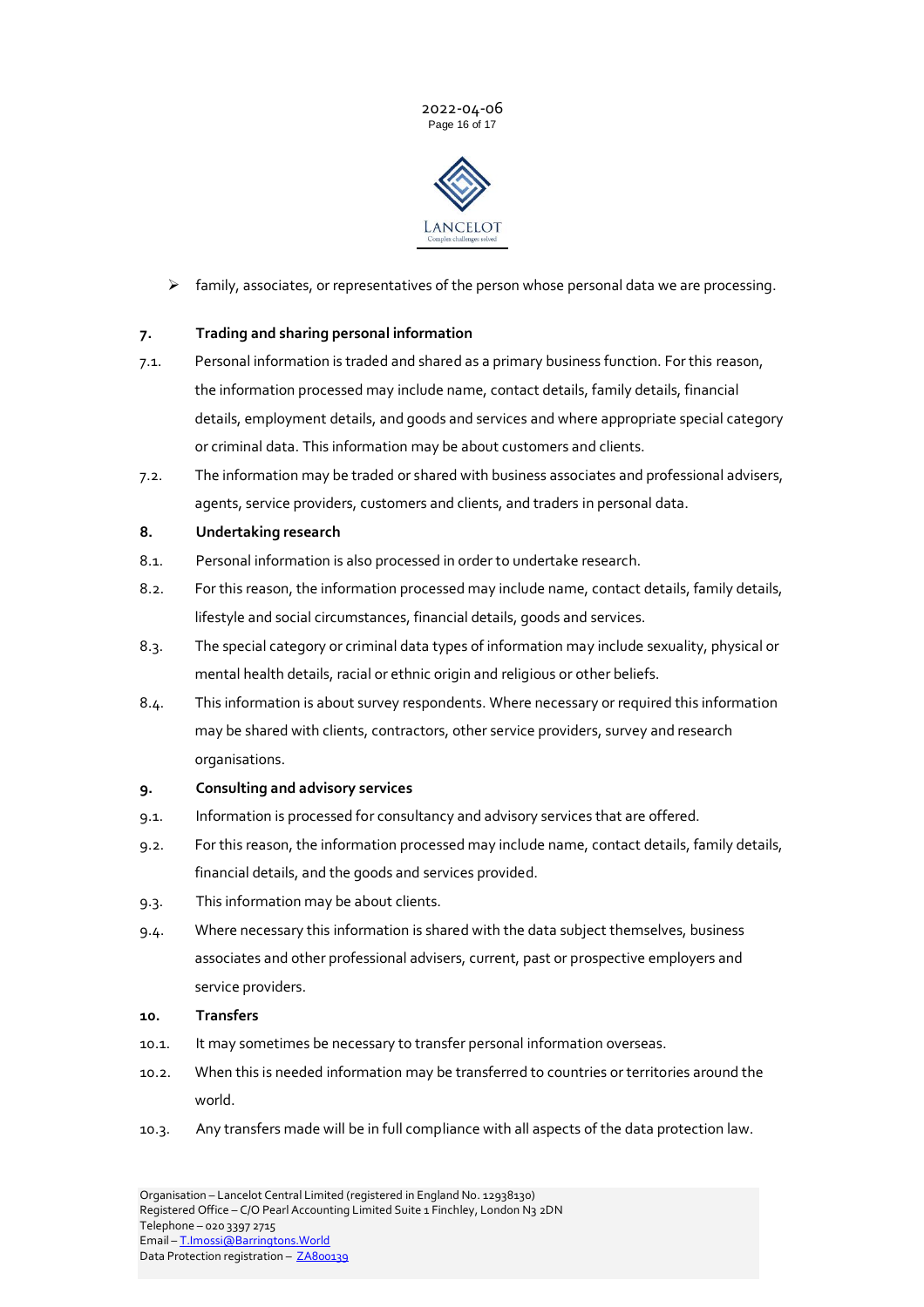- family, associates, or representatives of the person whose personal data we are processing.

**7. Trading and sharing personal information**

7.1. Personal information is traded and shared as a primary business function. For this reason, the information processed may include name, contact details, family details, financial details, employment details, and goods and services and where appropriate special category or criminal data. This information may be about customers and clients.

7.2. The information may be traded or shared with business associates and professional advisers, agents, service providers, customers and clients, and traders in personal data.

**8. Undertaking research**

8.1. Personal information is also processed in order to undertake research.

8.2. For this reason, the information processed may include name, contact details, family details, lifestyle and social circumstances, financial details, goods and services.

8.3. The special category or criminal data types of information may include sexuality, physical or mental health details, racial or ethnic origin and religious or other beliefs.

8.4. This information is about survey respondents. Where necessary or required this information may be shared with clients, contractors, other service providers, survey and research organisations.

**9. Consulting and advisory services**

9.1. Information is processed for consultancy and advisory services that are offered.

9.2. For this reason, the information processed may include name, contact details, family details, financial details, and the goods and services provided.

9.3. This information may be about clients.

9.4. Where necessary this information is shared with the data subject themselves, business associates and other professional advisers, current, past or prospective employers and service providers.

**10. Transfers**

10.1. It may sometimes be necessary to transfer personal information overseas.

10.2. When this is needed information may be transferred to countries or territories around the world.

10.3. Any transfers made will be in full compliance with all aspects of the data protection law.

Organisation – Lancelot Central Limited (registered in England No. 12938130)
Registered Office – C/O Pearl Accounting Limited Suite 1 Finchley, London N3 2DN
Telephone – 020 3397 2715
Email – T.Imossi@Barringtons.World
Data Protection registration – ZA800139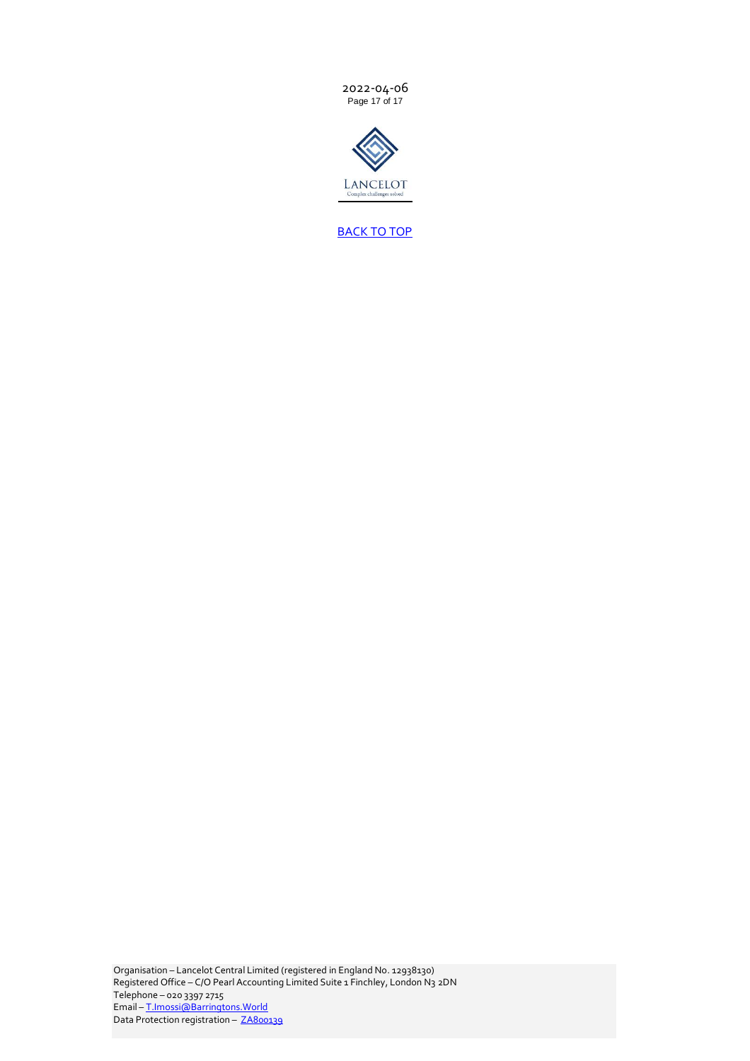2022-04-06

LANCELOT
Complex challenges solved

[BACK TO TOP]

Organisation – Lancelot Central Limited (registered in England No. 12938130)
Registered Office – C/O Pearl Accounting Limited Suite 1 Finchley, London N3 2DN
Telephone – 020 3397 2715
Email – [T.Imossi@Barringtons.World]
Data Protection registration – [ZA800139]